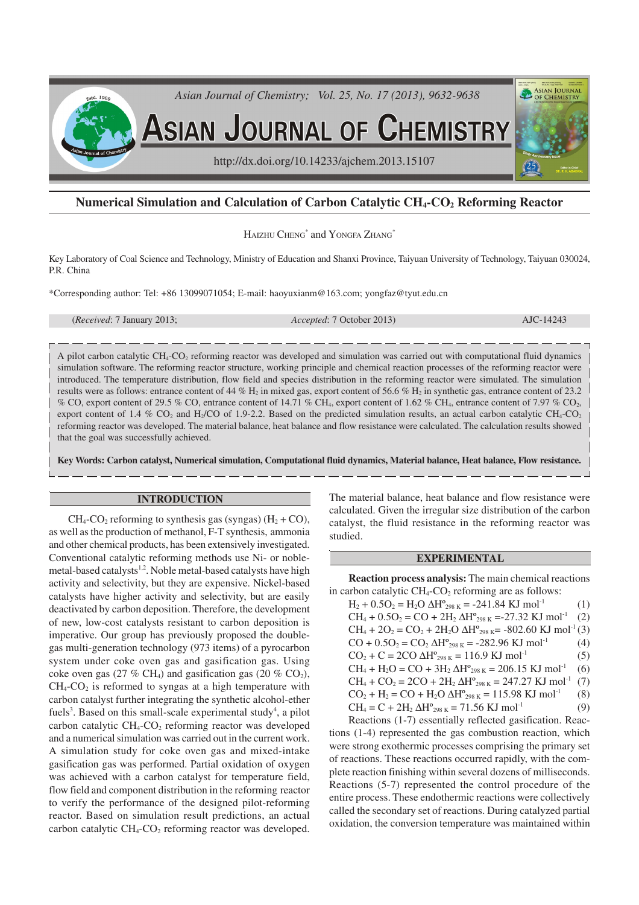# Numerical Simulation and Calculation of Carbon Catalytic $CH_4$-$CO_2$ Reforming Reactor

HAIZHU CHENG* and YONGFA ZHANG*

Key Laboratory of Coal Science and Technology, Ministry of Education and Shanxi Province, Taiyuan University of Technology, Taiyuan 030024, P.R. China

*Corresponding author: Tel: +86 13099071054; E-mail: haoyuxianm@163.com; yongfaz@tyut.edu.cn

(*Received*: 7 January 2013; *Accepted*: 7 October 2013) AJC-14243

A pilot carbon catalytic $CH_4$-$CO_2$ reforming reactor was developed and simulation was carried out with computational fluid dynamics simulation software. The reforming reactor structure, working principle and chemical reaction processes of the reforming reactor were introduced. The temperature distribution, flow field and species distribution in the reforming reactor were simulated. The simulation results were as follows: entrance content of 44 % $H_2$ in mixed gas, export content of 56.6 % $H_2$ in synthetic gas, entrance content of 23.2 % CO, export content of 29.5 % CO, entrance content of 14.71 % $CH_4$, export content of 1.62 % $CH_4$, entrance content of 7.97 % $CO_2$, export content of 1.4 % $CO_2$ and $H_2$/CO of 1.9-2.2. Based on the predicted simulation results, an actual carbon catalytic $CH_4$-$CO_2$ reforming reactor was developed. The material balance, heat balance and flow resistance were calculated. The calculation results showed that the goal was successfully achieved.

**Key Words: Carbon catalyst, Numerical simulation, Computational fluid dynamics, Material balance, Heat balance, Flow resistance.**

## INTRODUCTION

$CH_4$-$CO_2$ reforming to synthesis gas (syngas) ($H_2$ + CO), as well as the production of methanol, F-T synthesis, ammonia and other chemical products, has been extensively investigated. Conventional catalytic reforming methods use Ni- or noble-metal-based catalysts[1,2]. Noble metal-based catalysts have high activity and selectivity, but they are expensive. Nickel-based catalysts have higher activity and selectivity, but are easily deactivated by carbon deposition. Therefore, the development of new, low-cost catalysts resistant to carbon deposition is imperative. Our group has previously proposed the double-gas multi-generation technology (973 items) of a pyrocarbon system under coke oven gas and gasification gas. Using coke oven gas (27 % $CH_4$) and gasification gas (20 % $CO_2$), $CH_4$-$CO_2$ is reformed to syngas at a high temperature with carbon catalyst further integrating the synthetic alcohol-ether fuels[3]. Based on this small-scale experimental study[4], a pilot carbon catalytic $CH_4$-$CO_2$ reforming reactor was developed and a numerical simulation was carried out in the current work. A simulation study for coke oven gas and mixed-intake gasification gas was performed. Partial oxidation of oxygen was achieved with a carbon catalyst for temperature field, flow field and component distribution in the reforming reactor to verify the performance of the designed pilot-reforming reactor. Based on simulation result predictions, an actual carbon catalytic $CH_4$-$CO_2$ reforming reactor was developed. The material balance, heat balance and flow resistance were calculated. Given the irregular size distribution of the carbon catalyst, the fluid resistance in the reforming reactor was studied.

## EXPERIMENTAL

**Reaction process analysis:** The main chemical reactions in carbon catalytic $CH_4$-$CO_2$ reforming are as follows:

$$H_2 + 0.5O_2 = H_2O \quad \Delta H^o_{298\,K} = -241.84 \text{ KJ mol}^{-1} \tag{1}$$

$$CH_4 + 0.5O_2 = CO + 2H_2 \quad \Delta H^o_{298\,K} = -27.32 \text{ KJ mol}^{-1} \tag{2}$$

$$CH_4 + 2O_2 = CO_2 + 2H_2O \quad \Delta H^o_{298\,K} = -802.60 \text{ KJ mol}^{-1} \tag{3}$$

$$CO + 0.5O_2 = CO_2 \quad \Delta H^o_{298\,K} = -282.96 \text{ KJ mol}^{-1} \tag{4}$$

$$CO_2 + C = 2CO \quad \Delta H^o_{298\,K} = 116.9 \text{ KJ mol}^{-1} \tag{5}$$

$$CH_4 + H_2O = CO + 3H_2 \quad \Delta H^o_{298\,K} = 206.15 \text{ KJ mol}^{-1} \tag{6}$$

$$CH_4 + CO_2 = 2CO + 2H_2 \quad \Delta H^o_{298\,K} = 247.27 \text{ KJ mol}^{-1} \tag{7}$$

$$CO_2 + H_2 = CO + H_2O \quad \Delta H^o_{298\,K} = 115.98 \text{ KJ mol}^{-1} \tag{8}$$

$$CH_4 = C + 2H_2 \quad \Delta H^o_{298\,K} = 71.56 \text{ KJ mol}^{-1} \tag{9}$$

Reactions (1-7) essentially reflected gasification. Reactions (1-4) represented the gas combustion reaction, which were strong exothermic processes comprising the primary set of reactions. These reactions occurred rapidly, with the complete reaction finishing within several dozens of milliseconds. Reactions (5-7) represented the control procedure of the entire process. These endothermic reactions were collectively called the secondary set of reactions. During catalyzed partial oxidation, the conversion temperature was maintained within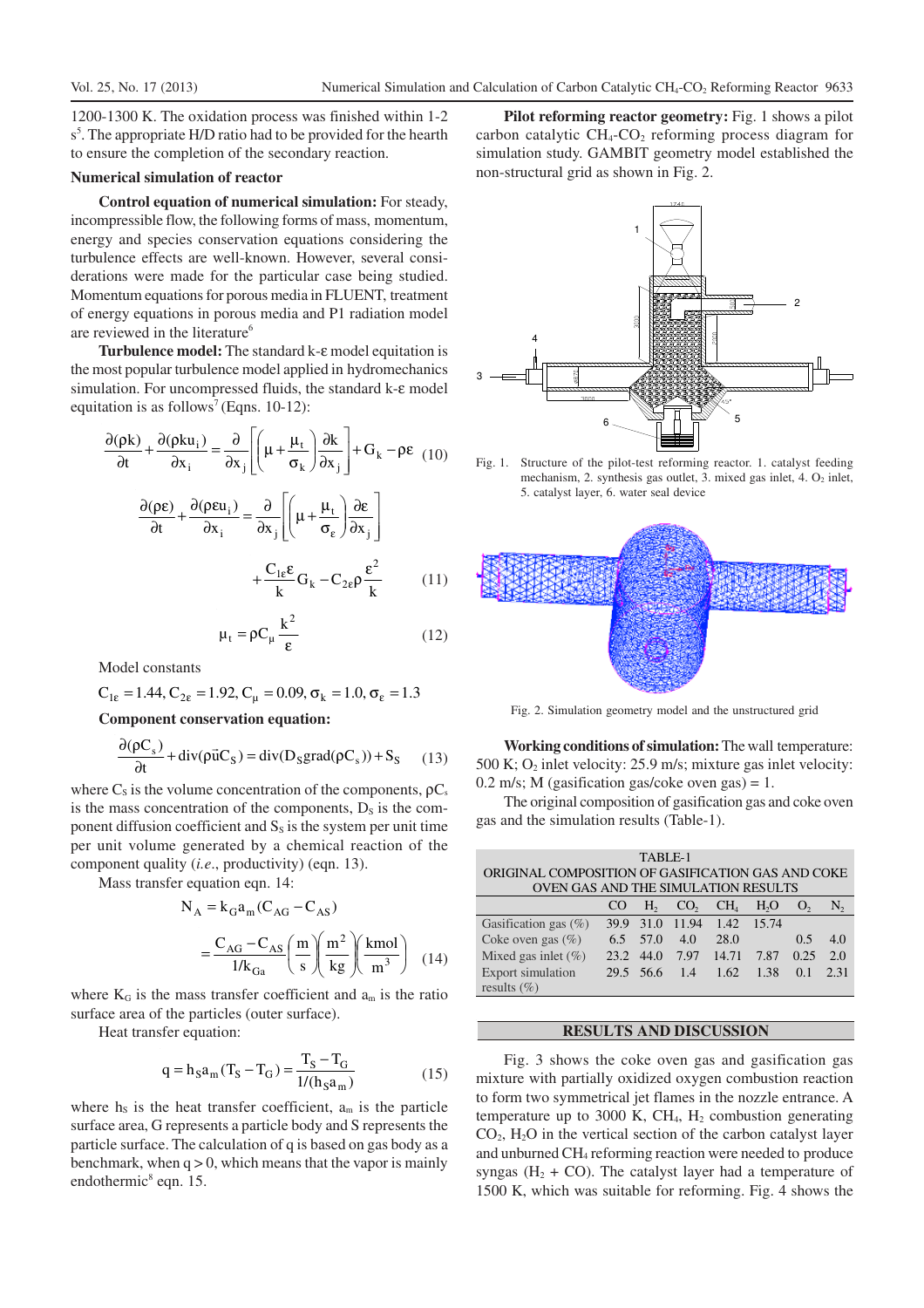1200-1300 K. The oxidation process was finished within 1-2 s[5]. The appropriate H/D ratio had to be provided for the hearth to ensure the completion of the secondary reaction.

## Numerical simulation of reactor

**Control equation of numerical simulation:** For steady, incompressible flow, the following forms of mass, momentum, energy and species conservation equations considering the turbulence effects are well-known. However, several considerations were made for the particular case being studied. Momentum equations for porous media in FLUENT, treatment of energy equations in porous media and P1 radiation model are reviewed in the literature[6]

**Turbulence model:** The standard k-ε model equitation is the most popular turbulence model applied in hydromechanics simulation. For uncompressed fluids, the standard k-ε model equitation is as follows[7] (Eqns. 10-12):

$$\frac{\partial(\rho k)}{\partial t}+\frac{\partial(\rho k u_i)}{\partial x_i}=\frac{\partial}{\partial x_j}\left[\left(\mu+\frac{\mu_t}{\sigma_k}\right)\frac{\partial k}{\partial x_j}\right]+G_k-\rho\varepsilon \quad (10)$$

$$\frac{\partial(\rho\varepsilon)}{\partial t}+\frac{\partial(\rho\varepsilon u_i)}{\partial x_i}=\frac{\partial}{\partial x_j}\left[\left(\mu+\frac{\mu_t}{\sigma_\varepsilon}\right)\frac{\partial\varepsilon}{\partial x_j}\right]+\frac{C_{1\varepsilon}\varepsilon}{k}G_k-C_{2\varepsilon}\rho\frac{\varepsilon^2}{k} \quad (11)$$

$$\mu_t=\rho C_\mu\frac{k^2}{\varepsilon} \quad (12)$$

Model constants

$C_{1\varepsilon}=1.44, C_{2\varepsilon}=1.92, C_\mu=0.09, \sigma_k=1.0, \sigma_\varepsilon=1.3$

**Component conservation equation:**

$$\frac{\partial(\rho C_s)}{\partial t}+\mathrm{div}(\rho\vec{u}C_S)=\mathrm{div}(D_S\,\mathrm{grad}(\rho C_s))+S_S \quad (13)$$

where $C_S$ is the volume concentration of the components, $\rho C_s$ is the mass concentration of the components, $D_S$ is the component diffusion coefficient and $S_S$ is the system per unit time per unit volume generated by a chemical reaction of the component quality (*i.e.*, productivity) (eqn. 13).

Mass transfer equation eqn. 14:

$$N_A=k_G a_m(C_{AG}-C_{AS})=\frac{C_{AG}-C_{AS}}{1/k_{Ga}}\left(\frac{m}{s}\right)\left(\frac{m^2}{kg}\right)\left(\frac{kmol}{m^3}\right) \quad (14)$$

where $K_G$ is the mass transfer coefficient and $a_m$ is the ratio surface area of the particles (outer surface).

Heat transfer equation:

$$q=h_S a_m(T_S-T_G)=\frac{T_S-T_G}{1/(h_S a_m)} \quad (15)$$

where $h_S$ is the heat transfer coefficient, $a_m$ is the particle surface area, G represents a particle body and S represents the particle surface. The calculation of q is based on gas body as a benchmark, when $q > 0$, which means that the vapor is mainly endothermic[8] eqn. 15.

**Pilot reforming reactor geometry:** Fig. 1 shows a pilot carbon catalytic $CH_4$-$CO_2$ reforming process diagram for simulation study. GAMBIT geometry model established the non-structural grid as shown in Fig. 2.

Fig. 1. Structure of the pilot-test reforming reactor. 1. catalyst feeding mechanism, 2. synthesis gas outlet, 3. mixed gas inlet, 4. $O_2$ inlet, 5. catalyst layer, 6. water seal device

Fig. 2. Simulation geometry model and the unstructured grid

**Working conditions of simulation:** The wall temperature: 500 K; $O_2$ inlet velocity: 25.9 m/s; mixture gas inlet velocity: 0.2 m/s; M (gasification gas/coke oven gas) = 1.

The original composition of gasification gas and coke oven gas and the simulation results (Table-1).

TABLE-1
ORIGINAL COMPOSITION OF GASIFICATION GAS AND COKE OVEN GAS AND THE SIMULATION RESULTS

| | CO | $H_2$ | $CO_2$ | $CH_4$ | $H_2O$ | $O_2$ | $N_2$ |
|---|---|---|---|---|---|---|---|
| Gasification gas (%) | 39.9 | 31.0 | 11.94 | 1.42 | 15.74 | | |
| Coke oven gas (%) | 6.5 | 57.0 | 4.0 | 28.0 | | 0.5 | 4.0 |
| Mixed gas inlet (%) | 23.2 | 44.0 | 7.97 | 14.71 | 7.87 | 0.25 | 2.0 |
| Export simulation results (%) | 29.5 | 56.6 | 1.4 | 1.62 | 1.38 | 0.1 | 2.31 |

## RESULTS AND DISCUSSION

Fig. 3 shows the coke oven gas and gasification gas mixture with partially oxidized oxygen combustion reaction to form two symmetrical jet flames in the nozzle entrance. A temperature up to 3000 K, $CH_4$, $H_2$ combustion generating $CO_2$, $H_2O$ in the vertical section of the carbon catalyst layer and unburned $CH_4$ reforming reaction were needed to produce syngas ($H_2$ + CO). The catalyst layer had a temperature of 1500 K, which was suitable for reforming. Fig. 4 shows the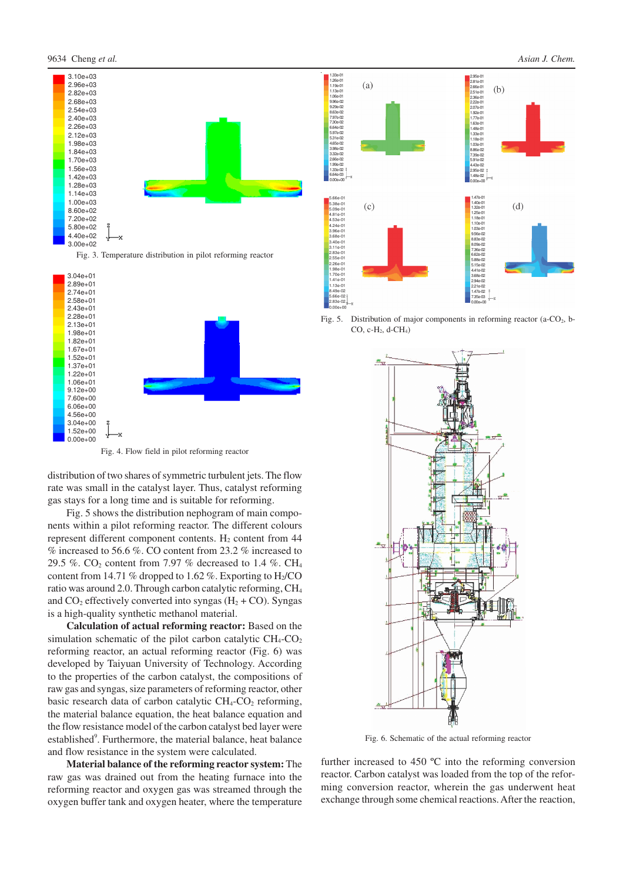Fig. 3. Temperature distribution in pilot reforming reactor

Fig. 4. Flow field in pilot reforming reactor

distribution of two shares of symmetric turbulent jets. The flow rate was small in the catalyst layer. Thus, catalyst reforming gas stays for a long time and is suitable for reforming.

Fig. 5 shows the distribution nephogram of main components within a pilot reforming reactor. The different colours represent different component contents. $H_2$ content from 44 % increased to 56.6 %. CO content from 23.2 % increased to 29.5 %. $CO_2$ content from 7.97 % decreased to 1.4 %. $CH_4$ content from 14.71 % dropped to 1.62 %. Exporting to $H_2$/CO ratio was around 2.0. Through carbon catalytic reforming, $CH_4$ and $CO_2$ effectively converted into syngas ($H_2$ + CO). Syngas is a high-quality synthetic methanol material.

**Calculation of actual reforming reactor:** Based on the simulation schematic of the pilot carbon catalytic $CH_4$-$CO_2$ reforming reactor, an actual reforming reactor (Fig. 6) was developed by Taiyuan University of Technology. According to the properties of the carbon catalyst, the compositions of raw gas and syngas, size parameters of reforming reactor, other basic research data of carbon catalytic $CH_4$-$CO_2$ reforming, the material balance equation, the heat balance equation and the flow resistance model of the carbon catalyst bed layer were established[9]. Furthermore, the material balance, heat balance and flow resistance in the system were calculated.

**Material balance of the reforming reactor system:** The raw gas was drained out from the heating furnace into the reforming reactor and oxygen gas was streamed through the oxygen buffer tank and oxygen heater, where the temperature further increased to 450 ºC into the reforming conversion reactor. Carbon catalyst was loaded from the top of the reforming conversion reactor, wherein the gas underwent heat exchange through some chemical reactions. After the reaction,

Fig. 5. Distribution of major components in reforming reactor (a-$CO_2$, b-CO, c-$H_2$, d-$CH_4$)

Fig. 6. Schematic of the actual reforming reactor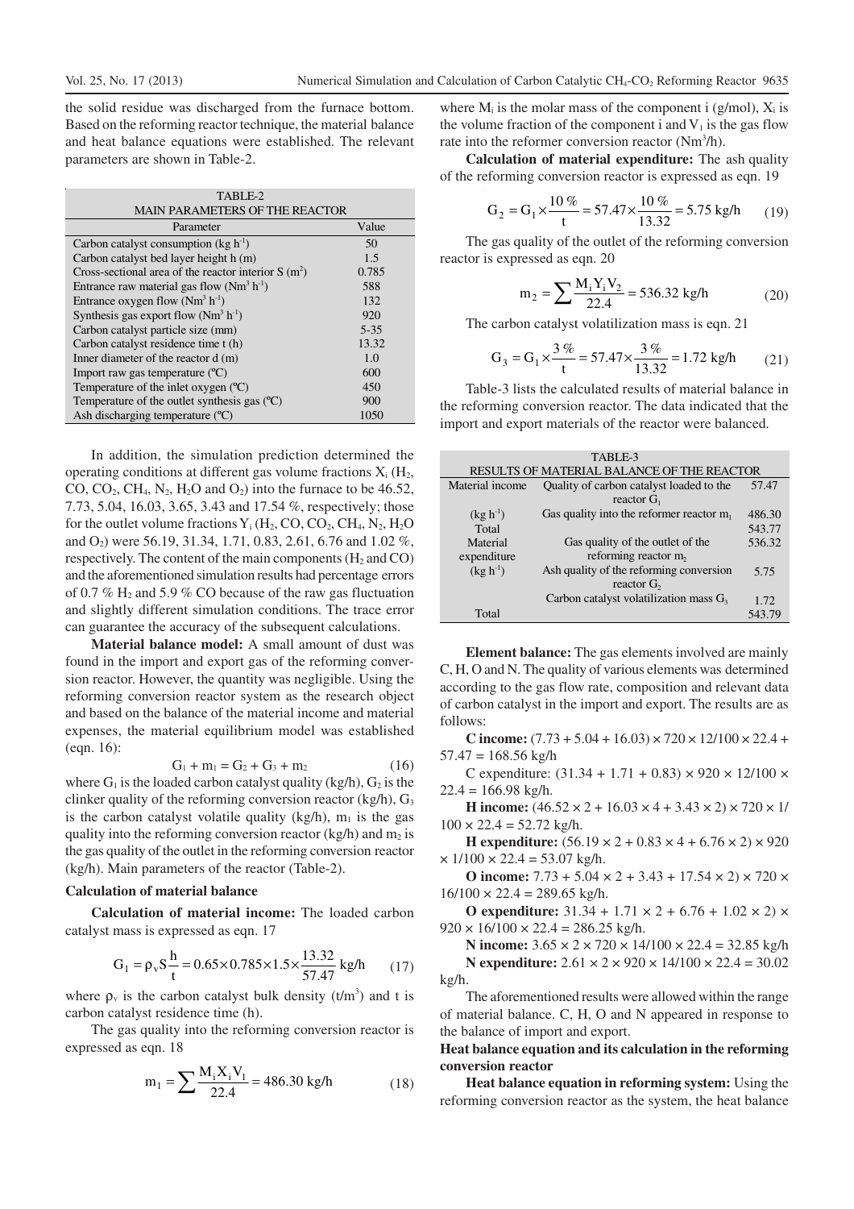the solid residue was discharged from the furnace bottom. Based on the reforming reactor technique, the material balance and heat balance equations were established. The relevant parameters are shown in Table-2.

TABLE-2
MAIN PARAMETERS OF THE REACTOR

| Parameter | Value |
|---|---|
| Carbon catalyst consumption (kg $h^{-1}$) | 50 |
| Carbon catalyst bed layer height h (m) | 1.5 |
| Cross-sectional area of the reactor interior S ($m^2$) | 0.785 |
| Entrance raw material gas flow ($Nm^3$ $h^{-1}$) | 588 |
| Entrance oxygen flow ($Nm^3$ $h^{-1}$) | 132 |
| Synthesis gas export flow ($Nm^3$ $h^{-1}$) | 920 |
| Carbon catalyst particle size (mm) | 5-35 |
| Carbon catalyst residence time t (h) | 13.32 |
| Inner diameter of the reactor d (m) | 1.0 |
| Import raw gas temperature (ºC) | 600 |
| Temperature of the inlet oxygen (ºC) | 450 |
| Temperature of the outlet synthesis gas (ºC) | 900 |
| Ash discharging temperature (ºC) | 1050 |

In addition, the simulation prediction determined the operating conditions at different gas volume fractions $X_i$ ($H_2$, CO, $CO_2$, $CH_4$, $N_2$, $H_2O$ and $O_2$) into the furnace to be 46.52, 7.73, 5.04, 16.03, 3.65, 3.43 and 17.54 %, respectively; those for the outlet volume fractions $Y_i$ ($H_2$, CO, $CO_2$, $CH_4$, $N_2$, $H_2O$ and $O_2$) were 56.19, 31.34, 1.71, 0.83, 2.61, 6.76 and 1.02 %, respectively. The content of the main components ($H_2$ and CO) and the aforementioned simulation results had percentage errors of 0.7 % $H_2$ and 5.9 % CO because of the raw gas fluctuation and slightly different simulation conditions. The trace error can guarantee the accuracy of the subsequent calculations.

**Material balance model:** A small amount of dust was found in the import and export gas of the reforming conversion reactor. However, the quantity was negligible. Using the reforming conversion reactor system as the research object and based on the balance of the material income and material expenses, the material equilibrium model was established (eqn. 16):

$$G_1 + m_1 = G_2 + G_3 + m_2 \tag{16}$$

where $G_1$ is the loaded carbon catalyst quality (kg/h), $G_2$ is the clinker quality of the reforming conversion reactor (kg/h), $G_3$ is the carbon catalyst volatile quality (kg/h), $m_1$ is the gas quality into the reforming conversion reactor (kg/h) and $m_2$ is the gas quality of the outlet in the reforming conversion reactor (kg/h). Main parameters of the reactor (Table-2).

### Calculation of material balance

**Calculation of material income:** The loaded carbon catalyst mass is expressed as eqn. 17

$$G_1 = \rho_v S \frac{h}{t} = 0.65 \times 0.785 \times 1.5 \times \frac{13.32}{57.47} \text{ kg/h} \tag{17}$$

where $\rho_v$ is the carbon catalyst bulk density (t/$m^3$) and t is carbon catalyst residence time (h).

The gas quality into the reforming conversion reactor is expressed as eqn. 18

$$m_1 = \sum \frac{M_i X_i V_1}{22.4} = 486.30 \text{ kg/h} \tag{18}$$

where $M_i$ is the molar mass of the component i (g/mol), $X_i$ is the volume fraction of the component i and $V_1$ is the gas flow rate into the reformer conversion reactor ($Nm^3$/h).

**Calculation of material expenditure:** The ash quality of the reforming conversion reactor is expressed as eqn. 19

$$G_2 = G_1 \times \frac{10\ \%}{t} = 57.47 \times \frac{10\ \%}{13.32} = 5.75 \text{ kg/h} \tag{19}$$

The gas quality of the outlet of the reforming conversion reactor is expressed as eqn. 20

$$m_2 = \sum \frac{M_i Y_i V_2}{22.4} = 536.32 \text{ kg/h} \tag{20}$$

The carbon catalyst volatilization mass is eqn. 21

$$G_3 = G_1 \times \frac{3\ \%}{t} = 57.47 \times \frac{3\ \%}{13.32} = 1.72 \text{ kg/h} \tag{21}$$

Table-3 lists the calculated results of material balance in the reforming conversion reactor. The data indicated that the import and export materials of the reactor were balanced.

TABLE-3
RESULTS OF MATERIAL BALANCE OF THE REACTOR

| | | |
|---|---|---|
| Material income (kg $h^{-1}$) | Quality of carbon catalyst loaded to the reactor $G_1$ | 57.47 |
| | Gas quality into the reformer reactor $m_1$ | 486.30 |
| Total | | 543.77 |
| Material expenditure (kg $h^{-1}$) | Gas quality of the outlet of the reforming reactor $m_2$ | 536.32 |
| | Ash quality of the reforming conversion reactor $G_2$ | 5.75 |
| | Carbon catalyst volatilization mass $G_3$ | 1.72 |
| Total | | 543.79 |

**Element balance:** The gas elements involved are mainly C, H, O and N. The quality of various elements was determined according to the gas flow rate, composition and relevant data of carbon catalyst in the import and export. The results are as follows:

**C income:** (7.73 + 5.04 + 16.03) × 720 × 12/100 × 22.4 + 57.47 = 168.56 kg/h

C expenditure: (31.34 + 1.71 + 0.83) × 920 × 12/100 × 22.4 = 166.98 kg/h.

**H income:** (46.52 × 2 + 16.03 × 4 + 3.43 × 2) × 720 × 1/ 100 × 22.4 = 52.72 kg/h.

**H expenditure:** (56.19 × 2 + 0.83 × 4 + 6.76 × 2) × 920 × 1/100 × 22.4 = 53.07 kg/h.

**O income:** 7.73 + 5.04 × 2 + 3.43 + 17.54 × 2) × 720 × 16/100 × 22.4 = 289.65 kg/h.

**O expenditure:** 31.34 + 1.71 × 2 + 6.76 + 1.02 × 2) × 920 × 16/100 × 22.4 = 286.25 kg/h.

**N income:** 3.65 × 2 × 720 × 14/100 × 22.4 = 32.85 kg/h

**N expenditure:** 2.61 × 2 × 920 × 14/100 × 22.4 = 30.02 kg/h.

The aforementioned results were allowed within the range of material balance. C, H, O and N appeared in response to the balance of import and export.

### Heat balance equation and its calculation in the reforming conversion reactor

**Heat balance equation in reforming system:** Using the reforming conversion reactor as the system, the heat balance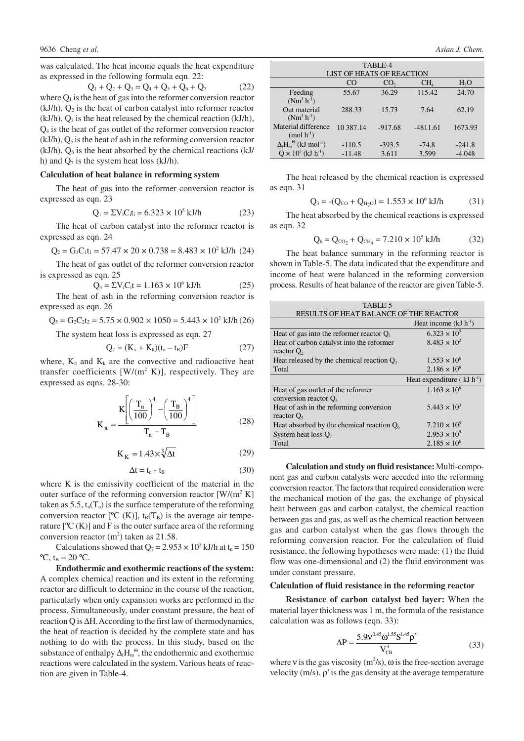was calculated. The heat income equals the heat expenditure as expressed in the following formula eqn. 22:

$$Q_1 + Q_2 + Q_3 = Q_4 + Q_5 + Q_6 + Q_7 \quad (22)$$

where $Q_1$ is the heat of gas into the reformer conversion reactor (kJ/h), $Q_2$ is the heat of carbon catalyst into reformer reactor (kJ/h), $Q_3$ is the heat released by the chemical reaction (kJ/h), $Q_4$ is the heat of gas outlet of the reformer conversion reactor (kJ/h), $Q_5$ is the heat of ash in the reforming conversion reactor (kJ/h), $Q_6$ is the heat absorbed by the chemical reactions (kJ/h) and $Q_7$ is the system heat loss (kJ/h).

**Calculation of heat balance in reforming system**

The heat of gas into the reformer conversion reactor is expressed as eqn. 23

$$Q_1 = \Sigma V_i C_i t_i = 6.323 \times 10^5 \text{ kJ/h} \quad (23)$$

The heat of carbon catalyst into the reformer reactor is expressed as eqn. 24

$$Q_2 = G_1 C_1 t_1 = 57.47 \times 20 \times 0.738 = 8.483 \times 10^2 \text{ kJ/h} \quad (24)$$

The heat of gas outlet of the reformer conversion reactor is expressed as eqn. 25

$$Q_4 = \Sigma V_i C_i t = 1.163 \times 10^6 \text{ kJ/h} \quad (25)$$

The heat of ash in the reforming conversion reactor is expressed as eqn. 26

$$Q_5 = G_2 C_2 t_2 = 5.75 \times 0.902 \times 1050 = 5.443 \times 10^3 \text{ kJ/h} \quad (26)$$

The system heat loss is expressed as eqn. 27

$$Q_7 = (K_\pi + K_k)(t_n - t_B)F \quad (27)$$

where, $K_\pi$ and $K_k$ are the convective and radioactive heat transfer coefficients [W/(m$^2$ K)], respectively. They are expressed as eqns. 28-30:

$$K_\pi = \frac{K\left[\left(\frac{T_n}{100}\right)^4 - \left(\frac{T_B}{100}\right)^4\right]}{T_n - T_B} \quad (28)$$

$$K_K = 1.43 \times \sqrt[3]{\Delta t} \quad (29)$$

$$\Delta t = t_n - t_B \quad (30)$$

where K is the emissivity coefficient of the material in the outer surface of the reforming conversion reactor [W/(m$^2$ K] taken as 5.5, $t_n(T_n)$ is the surface temperature of the reforming conversion reactor [ºC (K)], $t_B(T_B)$ is the average air temperature [ºC (K)] and F is the outer surface area of the reforming conversion reactor (m$^2$) taken as 21.58.

Calculations showed that $Q_7 = 2.953 \times 10^5$ kJ/h at $t_n = 150$ ºC, $t_B = 20$ ºC.

**Endothermic and exothermic reactions of the system:** A complex chemical reaction and its extent in the reforming reactor are difficult to determine in the course of the reaction, particularly when only expansion works are performed in the process. Simultaneously, under constant pressure, the heat of reaction Q is ΔH. According to the first law of thermodynamics, the heat of reaction is decided by the complete state and has nothing to do with the process. In this study, based on the substance of enthalpy $\Delta_f H_m^\ominus$, the endothermic and exothermic reactions were calculated in the system. Various heats of reaction are given in Table-4.

TABLE-4
LIST OF HEATS OF REACTION

| | CO | $CO_2$ | $CH_4$ | $H_2O$ |
|---|---|---|---|---|
| Feeding (Nm$^3$ h$^{-1}$) | 55.67 | 36.29 | 115.42 | 24.70 |
| Out material (Nm$^3$ h$^{-1}$) | 288.33 | 15.73 | 7.64 | 62.19 |
| Material difference (mol h$^{-1}$) | 10 387.14 | -917.68 | -4811.61 | 1673.93 |
| $\Delta_f H_m^\ominus$ (kJ mol$^{-1}$) | -110.5 | -393.5 | -74.8 | -241.8 |
| $Q \times 10^5$ (kJ h$^{-1}$) | -11.48 | 3.611 | 3.599 | -4.048 |

The heat released by the chemical reaction is expressed as eqn. 31

$$Q_3 = -(Q_{CO} + Q_{H_2O}) = 1.553 \times 10^6 \text{ kJ/h} \quad (31)$$

The heat absorbed by the chemical reactions is expressed as eqn. 32

$$Q_6 = Q_{CO_2} + Q_{CH_4} = 7.210 \times 10^5 \text{ kJ/h} \quad (32)$$

The heat balance summary in the reforming reactor is shown in Table-5. The data indicated that the expenditure and income of heat were balanced in the reforming conversion process. Results of heat balance of the reactor are given Table-5.

TABLE-5
RESULTS OF HEAT BALANCE OF THE REACTOR

| | Heat income (kJ h$^{-1}$) |
|---|---|
| Heat of gas into the reformer reactor $Q_1$ | $6.323 \times 10^5$ |
| Heat of carbon catalyst into the reformer reactor $Q_2$ | $8.483 \times 10^2$ |
| Heat released by the chemical reaction $Q_3$ | $1.553 \times 10^6$ |
| Total | $2.186 \times 10^6$ |
| | Heat expenditure ( kJ h$^{-1}$) |
| Heat of gas outlet of the reformer conversion reactor $Q_4$ | $1.163 \times 10^6$ |
| Heat of ash in the reforming conversion reactor $Q_5$ | $5.443 \times 10^3$ |
| Heat absorbed by the chemical reaction $Q_6$ | $7.210 \times 10^5$ |
| System heat loss $Q_7$ | $2.953 \times 10^5$ |
| Total | $2.185 \times 10^6$ |

**Calculation and study on fluid resistance:** Multi-component gas and carbon catalysts were acceded into the reforming conversion reactor. The factors that required consideration were the mechanical motion of the gas, the exchange of physical heat between gas and carbon catalyst, the chemical reaction between gas and gas, as well as the chemical reaction between gas and carbon catalyst when the gas flows through the reforming conversion reactor. For the calculation of fluid resistance, the following hypotheses were made: (1) the fluid flow was one-dimensional and (2) the fluid environment was under constant pressure.

**Calculation of fluid resistance in the reforming reactor**

**Resistance of carbon catalyst bed layer:** When the material layer thickness was 1 m, the formula of the resistance calculation was as follows (eqn. 33):

$$\Delta P = \frac{5.9\nu^{0.45}\omega^{1.55}S^{1.45}\rho'}{V_{CB}^3} \quad (33)$$

where ν is the gas viscosity (m$^2$/s), ω is the free-section average velocity (m/s), ρ' is the gas density at the average temperature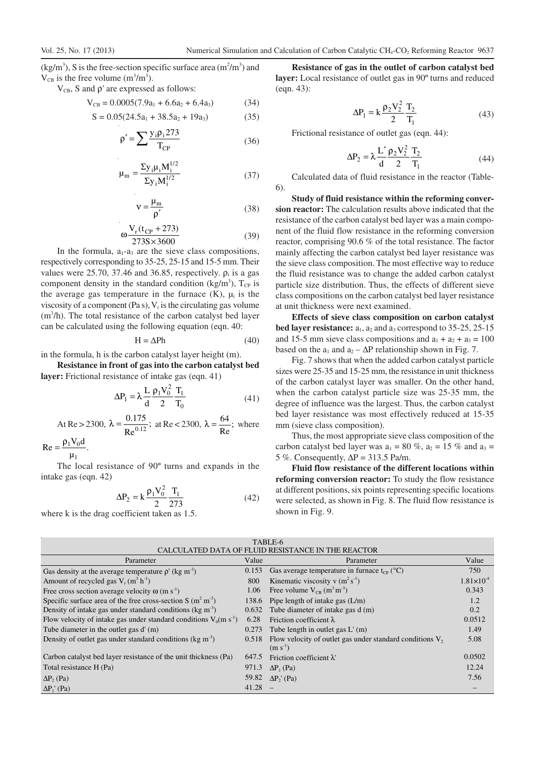(kg/m³), S is the free-section specific surface area (m²/m³) and $V_{CB}$ is the free volume (m³/m³).

$V_{CB}$, S and ρ' are expressed as follows:

$$V_{CB} = 0.0005(7.9a_1 + 6.6a_2 + 6.4a_3) \quad (34)$$

$$S = 0.05(24.5a_1 + 38.5a_2 + 19a_3) \quad (35)$$

$$\rho' = \sum \frac{y_i \rho_i 273}{T_{CP}} \quad (36)$$

$$\mu_m = \frac{\Sigma y_i \mu_i M_i^{1/2}}{\Sigma y_i M_i^{1/2}} \quad (37)$$

$$\nu = \frac{\mu_m}{\rho'} \quad (38)$$

$$\omega \frac{V_r(t_{CP} + 273)}{273S \times 3600} \quad (39)$$

In the formula, $a_1$-$a_3$ are the sieve class compositions, respectively corresponding to 35-25, 25-15 and 15-5 mm. Their values were 25.70, 37.46 and 36.85, respectively. $\rho_i$ is a gas component density in the standard condition (kg/m³), $T_{CP}$ is the average gas temperature in the furnace (K), $\mu_i$ is the viscosity of a component (Pa s), $V_r$ is the circulating gas volume (m³/h). The total resistance of the carbon catalyst bed layer can be calculated using the following equation (eqn. 40:

$$H = \Delta P h \quad (40)$$

in the formula, h is the carbon catalyst layer height (m).

**Resistance in front of gas into the carbon catalyst bed layer:** Frictional resistance of intake gas (eqn. 41)

$$\Delta P_1 = \lambda \frac{L}{d} \frac{\rho_1 V_0^2}{2} \frac{T_1}{T_0} \quad (41)$$

At Re > 2300, $\lambda = \frac{0.175}{Re^{0.12}}$; at Re < 2300, $\lambda = \frac{64}{Re}$; where $Re = \frac{\rho_1 V_0 d}{\mu_1}$.

The local resistance of 90° turns and expands in the intake gas (eqn. 42)

$$\Delta P_2 = k \frac{\rho_1 V_0^2}{2} \frac{T_1}{273} \quad (42)$$

where k is the drag coefficient taken as 1.5.

**Resistance of gas in the outlet of carbon catalyst bed layer:** Local resistance of outlet gas in 90° turns and reduced (eqn. 43):

$$\Delta P_1 = k \frac{\rho_2 V_2^2}{2} \frac{T_2}{T_1} \quad (43)$$

Frictional resistance of outlet gas (eqn. 44):

$$\Delta P_2 = \lambda \frac{L'}{d} \frac{\rho_2 V_2^2}{2} \frac{T_2}{T_1} \quad (44)$$

Calculated data of fluid resistance in the reactor (Table-6).

**Study of fluid resistance within the reforming conversion reactor:** The calculation results above indicated that the resistance of the carbon catalyst bed layer was a main component of the fluid flow resistance in the reforming conversion reactor, comprising 90.6 % of the total resistance. The factor mainly affecting the carbon catalyst bed layer resistance was the sieve class composition. The most effective way to reduce the fluid resistance was to change the added carbon catalyst particle size distribution. Thus, the effects of different sieve class compositions on the carbon catalyst bed layer resistance at unit thickness were next examined.

**Effects of sieve class composition on carbon catalyst bed layer resistance:** $a_1$, $a_2$ and $a_3$ correspond to 35-25, 25-15 and 15-5 mm sieve class compositions and $a_1 + a_2 + a_3 = 100$ based on the $a_1$ and $a_2 - \Delta P$ relationship shown in Fig. 7.

Fig. 7 shows that when the added carbon catalyst particle sizes were 25-35 and 15-25 mm, the resistance in unit thickness of the carbon catalyst layer was smaller. On the other hand, when the carbon catalyst particle size was 25-35 mm, the degree of influence was the largest. Thus, the carbon catalyst bed layer resistance was most effectively reduced at 15-35 mm (sieve class composition).

Thus, the most appropriate sieve class composition of the carbon catalyst bed layer was $a_1$ = 80 %, $a_2$ = 15 % and $a_3$ = 5 %. Consequently, ΔP = 313.5 Pa/m.

**Fluid flow resistance of the different locations within reforming conversion reactor:** To study the flow resistance at different positions, six points representing specific locations were selected, as shown in Fig. 8. The fluid flow resistance is shown in Fig. 9.

TABLE-6
CALCULATED DATA OF FLUID RESISTANCE IN THE REACTOR

| Parameter | Value | Parameter | Value |
|---|---|---|---|
| Gas density at the average temperature ρ' (kg m⁻³) | 0.153 | Gas average temperature in furnace $t_{CP}$ (°C) | 750 |
| Amount of recycled gas $V_r$ (m³ h⁻¹) | 800 | Kinematic viscosity ν (m² s⁻¹) | $1.81 \times 10^{-4}$ |
| Free cross section average velocity ω (m s⁻¹) | 1.06 | Free volume $V_{CB}$ (m³ m⁻³) | 0.343 |
| Specific surface area of the free cross-section S (m² m⁻³) | 138.6 | Pipe length of intake gas (L/m) | 1.2 |
| Density of intake gas under standard conditions (kg m⁻³) | 0.632 | Tube diameter of intake gas d (m) | 0.2 |
| Flow velocity of intake gas under standard conditions $V_0$ (m s⁻¹) | 6.28 | Friction coefficient λ | 0.0512 |
| Tube diameter in the outlet gas d' (m) | 0.273 | Tube length in outlet gas L' (m) | 1.49 |
| Density of outlet gas under standard conditions (kg m⁻³) | 0.518 | Flow velocity of outlet gas under standard conditions $V_2$ (m s⁻¹) | 5.08 |
| Carbon catalyst bed layer resistance of the unit thickness (Pa) | 647.5 | Friction coefficient λ' | 0.0502 |
| Total resistance H (Pa) | 971.3 | $\Delta P_1$ (Pa) | 12.24 |
| $\Delta P_2$ (Pa) | 59.82 | $\Delta P_2'$ (Pa) | 7.56 |
| $\Delta P_1'$ (Pa) | 41.28 | – | – |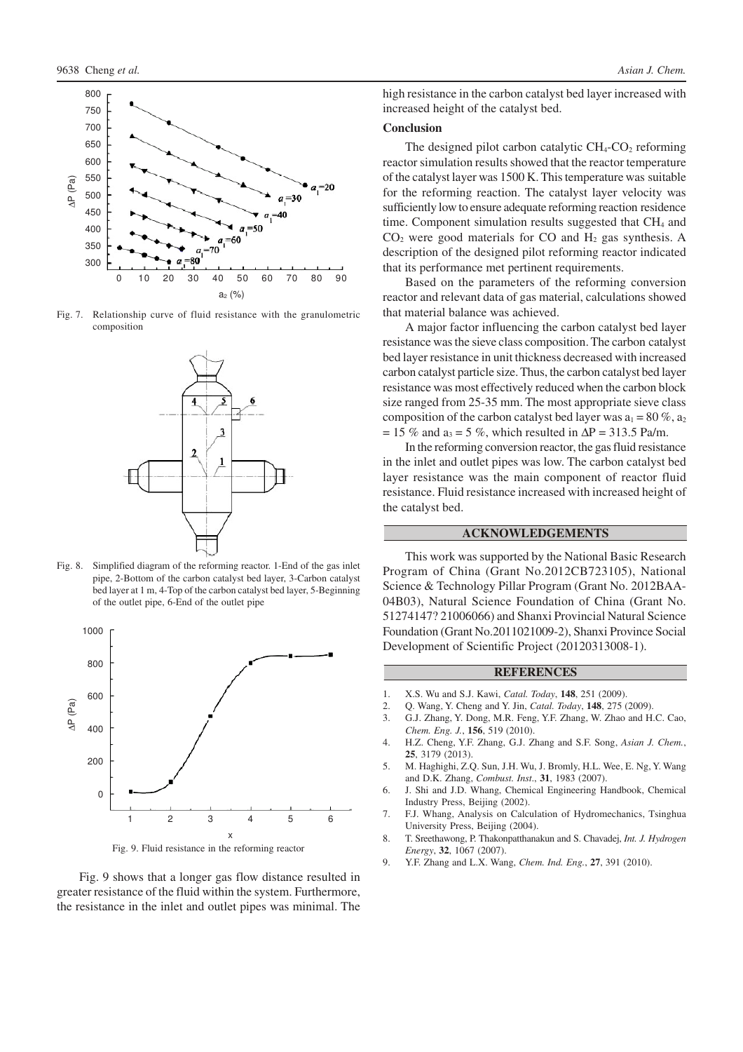800
750
700
650
600
550
500
450
400
350
300

ΔP (Pa)

0 10 20 30 40 50 60 70 80 90

$a_2$ (%)

$a_1$=20
$a_1$=30
$a_1$=40
$a_1$=50
$a_1$=60
$a_1$=70
$a_1$=80

Fig. 7. Relationship curve of fluid resistance with the granulometric composition

4 5 6 3 2 1

Fig. 8. Simplified diagram of the reforming reactor. 1-End of the gas inlet pipe, 2-Bottom of the carbon catalyst bed layer, 3-Carbon catalyst bed layer at 1 m, 4-Top of the carbon catalyst bed layer, 5-Beginning of the outlet pipe, 6-End of the outlet pipe

1000
800
600
400
200
0

ΔP (Pa)

1 2 3 4 5 6

x

Fig. 9. Fluid resistance in the reforming reactor

Fig. 9 shows that a longer gas flow distance resulted in greater resistance of the fluid within the system. Furthermore, the resistance in the inlet and outlet pipes was minimal. The high resistance in the carbon catalyst bed layer increased with increased height of the catalyst bed.

## Conclusion

The designed pilot carbon catalytic $CH_4$-$CO_2$ reforming reactor simulation results showed that the reactor temperature of the catalyst layer was 1500 K. This temperature was suitable for the reforming reaction. The catalyst layer velocity was sufficiently low to ensure adequate reforming reaction residence time. Component simulation results suggested that $CH_4$ and $CO_2$ were good materials for CO and $H_2$ gas synthesis. A description of the designed pilot reforming reactor indicated that its performance met pertinent requirements.

Based on the parameters of the reforming conversion reactor and relevant data of gas material, calculations showed that material balance was achieved.

A major factor influencing the carbon catalyst bed layer resistance was the sieve class composition. The carbon catalyst bed layer resistance in unit thickness decreased with increased carbon catalyst particle size. Thus, the carbon catalyst bed layer resistance was most effectively reduced when the carbon block size ranged from 25-35 mm. The most appropriate sieve class composition of the carbon catalyst bed layer was $a_1$ = 80 %, $a_2$ = 15 % and $a_3$ = 5 %, which resulted in ΔP = 313.5 Pa/m.

In the reforming conversion reactor, the gas fluid resistance in the inlet and outlet pipes was low. The carbon catalyst bed layer resistance was the main component of reactor fluid resistance. Fluid resistance increased with increased height of the catalyst bed.

## ACKNOWLEDGEMENTS

This work was supported by the National Basic Research Program of China (Grant No.2012CB723105), National Science & Technology Pillar Program (Grant No. 2012BAA-04B03), Natural Science Foundation of China (Grant No. 51274147? 21006066) and Shanxi Provincial Natural Science Foundation (Grant No.2011021009-2), Shanxi Province Social Development of Scientific Project (20120313008-1).

## REFERENCES

1. X.S. Wu and S.J. Kawi, *Catal. Today*, **148**, 251 (2009).
2. Q. Wang, Y. Cheng and Y. Jin, *Catal. Today*, **148**, 275 (2009).
3. G.J. Zhang, Y. Dong, M.R. Feng, Y.F. Zhang, W. Zhao and H.C. Cao, *Chem. Eng. J.*, **156**, 519 (2010).
4. H.Z. Cheng, Y.F. Zhang, G.J. Zhang and S.F. Song, *Asian J. Chem.*, **25**, 3179 (2013).
5. M. Haghighi, Z.Q. Sun, J.H. Wu, J. Bromly, H.L. Wee, E. Ng, Y. Wang and D.K. Zhang, *Combust. Inst.*, **31**, 1983 (2007).
6. J. Shi and J.D. Whang, Chemical Engineering Handbook, Chemical Industry Press, Beijing (2002).
7. F.J. Whang, Analysis on Calculation of Hydromechanics, Tsinghua University Press, Beijing (2004).
8. T. Sreethawong, P. Thakonpatthanakun and S. Chavadej, *Int. J. Hydrogen Energy*, **32**, 1067 (2007).
9. Y.F. Zhang and L.X. Wang, *Chem. Ind. Eng.*, **27**, 391 (2010).